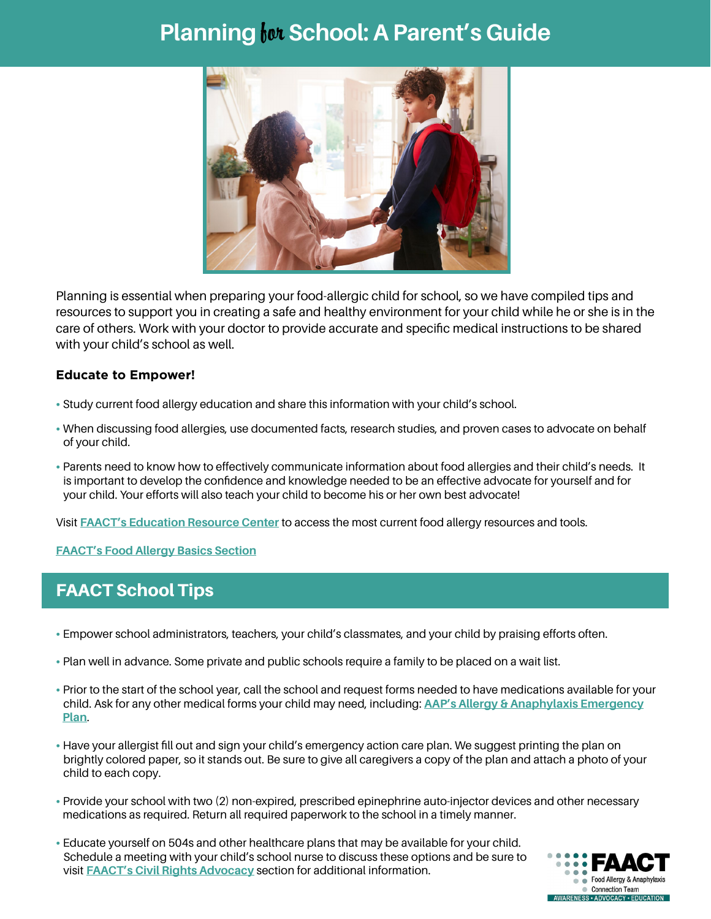# Planning for School: A Parent's Guide

Planning is essential when preparing your food-allergic child for school, so we have compiled tips and resources to support you in creating a safe and healthy environment for your child while he or she is in the care of others. Work with your doctor to provide accurate and specific medical instructions to be shared with your child's school as well.

**Educate to Empower!**

- Study current food allergy education and share this information with your child's school.
- When discussing food allergies, use documented facts, research studies, and proven cases to advocate on behalf of your child.
- Parents need to know how to effectively communicate information about food allergies and their child's needs. It is important to develop the confidence and knowledge needed to be an effective advocate for yourself and for your child. Your efforts will also teach your child to become his or her own best advocate!

Visit FAACT's Education Resource Center to access the most current food allergy resources and tools.

FAACT's Food Allergy Basics Section

## FAACT School Tips

- Empower school administrators, teachers, your child's classmates, and your child by praising efforts often.
- Plan well in advance. Some private and public schools require a family to be placed on a wait list.
- Prior to the start of the school year, call the school and request forms needed to have medications available for your child. Ask for any other medical forms your child may need, including: AAP's Allergy & Anaphylaxis Emergency Plan.
- Have your allergist fill out and sign your child's emergency action care plan. We suggest printing the plan on brightly colored paper, so it stands out. Be sure to give all caregivers a copy of the plan and attach a photo of your child to each copy.
- Provide your school with two (2) non-expired, prescribed epinephrine auto-injector devices and other necessary medications as required. Return all required paperwork to the school in a timely manner.
- Educate yourself on 504s and other healthcare plans that may be available for your child. Schedule a meeting with your child's school nurse to discuss these options and be sure to visit FAACT's Civil Rights Advocacy section for additional information.

FAACT
Food Allergy & Anaphylaxis Connection Team
AWARENESS • ADVOCACY • EDUCATION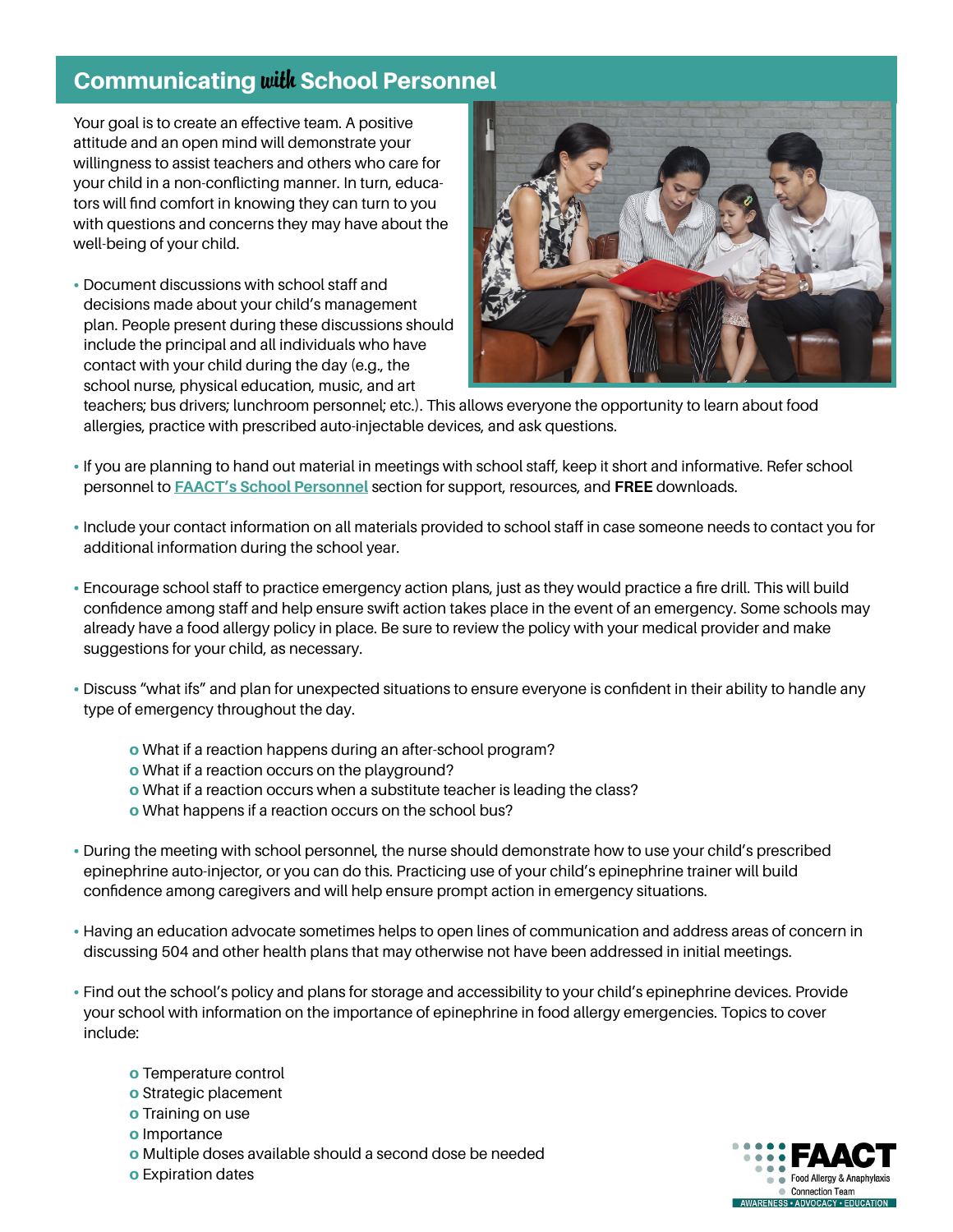## Communicating *with* School Personnel

Your goal is to create an effective team. A positive attitude and an open mind will demonstrate your willingness to assist teachers and others who care for your child in a non-conflicting manner. In turn, educators will find comfort in knowing they can turn to you with questions and concerns they may have about the well-being of your child.

- Document discussions with school staff and decisions made about your child's management plan. People present during these discussions should include the principal and all individuals who have contact with your child during the day (e.g., the school nurse, physical education, music, and art teachers; bus drivers; lunchroom personnel; etc.). This allows everyone the opportunity to learn about food allergies, practice with prescribed auto-injectable devices, and ask questions.
- If you are planning to hand out material in meetings with school staff, keep it short and informative. Refer school personnel to FAACT's School Personnel section for support, resources, and **FREE** downloads.
- Include your contact information on all materials provided to school staff in case someone needs to contact you for additional information during the school year.
- Encourage school staff to practice emergency action plans, just as they would practice a fire drill. This will build confidence among staff and help ensure swift action takes place in the event of an emergency. Some schools may already have a food allergy policy in place. Be sure to review the policy with your medical provider and make suggestions for your child, as necessary.
- Discuss "what ifs" and plan for unexpected situations to ensure everyone is confident in their ability to handle any type of emergency throughout the day.
    - What if a reaction happens during an after-school program?
    - What if a reaction occurs on the playground?
    - What if a reaction occurs when a substitute teacher is leading the class?
    - What happens if a reaction occurs on the school bus?
- During the meeting with school personnel, the nurse should demonstrate how to use your child's prescribed epinephrine auto-injector, or you can do this. Practicing use of your child's epinephrine trainer will build confidence among caregivers and will help ensure prompt action in emergency situations.
- Having an education advocate sometimes helps to open lines of communication and address areas of concern in discussing 504 and other health plans that may otherwise not have been addressed in initial meetings.
- Find out the school's policy and plans for storage and accessibility to your child's epinephrine devices. Provide your school with information on the importance of epinephrine in food allergy emergencies. Topics to cover include:
    - Temperature control
    - Strategic placement
    - Training on use
    - Importance
    - Multiple doses available should a second dose be needed
    - Expiration dates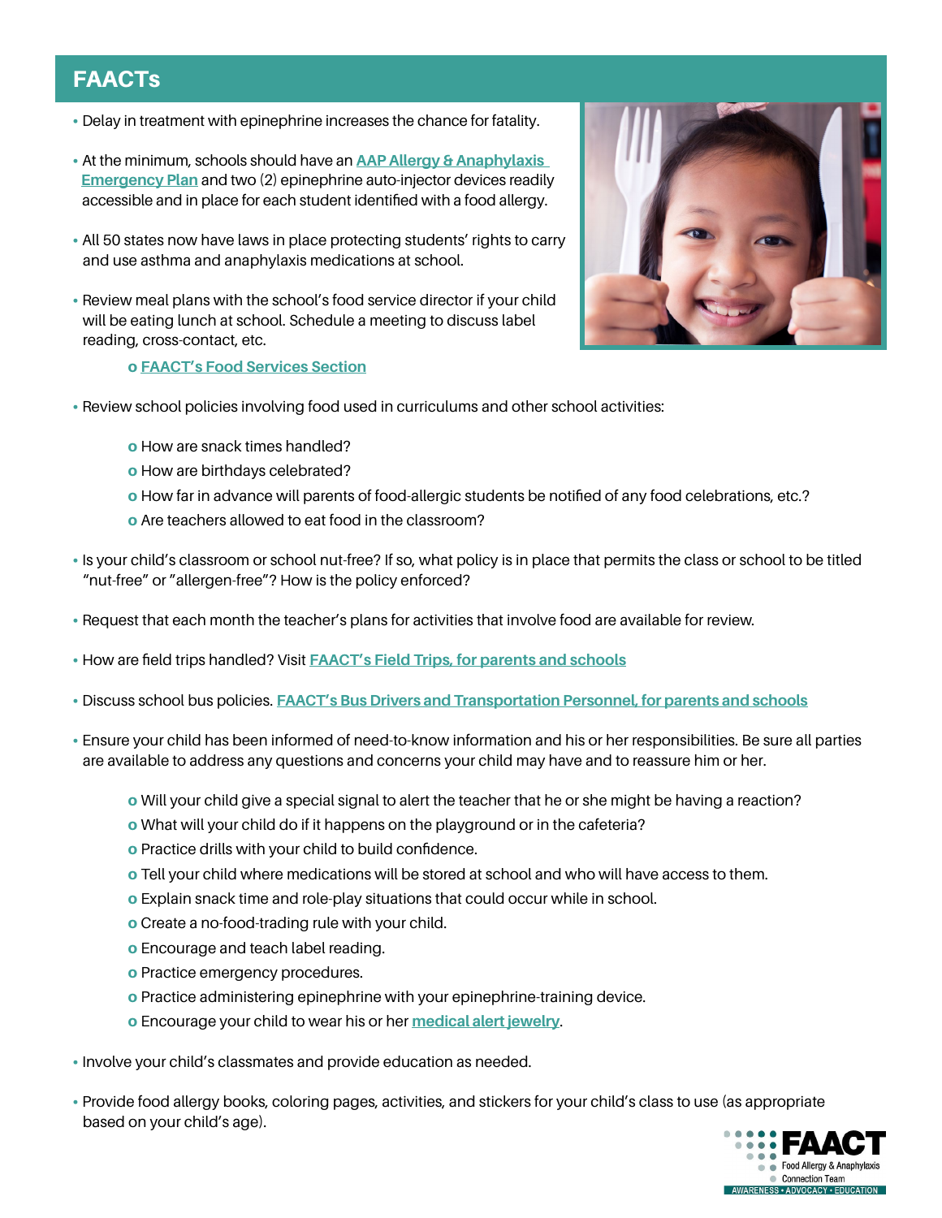## FAACTs

- Delay in treatment with epinephrine increases the chance for fatality.
- At the minimum, schools should have an AAP Allergy & Anaphylaxis Emergency Plan and two (2) epinephrine auto-injector devices readily accessible and in place for each student identified with a food allergy.
- All 50 states now have laws in place protecting students' rights to carry and use asthma and anaphylaxis medications at school.
- Review meal plans with the school's food service director if your child will be eating lunch at school. Schedule a meeting to discuss label reading, cross-contact, etc.
    - FAACT's Food Services Section
- Review school policies involving food used in curriculums and other school activities:
    - How are snack times handled?
    - How are birthdays celebrated?
    - How far in advance will parents of food-allergic students be notified of any food celebrations, etc.?
    - Are teachers allowed to eat food in the classroom?
- Is your child's classroom or school nut-free? If so, what policy is in place that permits the class or school to be titled "nut-free" or "allergen-free"? How is the policy enforced?
- Request that each month the teacher's plans for activities that involve food are available for review.
- How are field trips handled? Visit FAACT's Field Trips, for parents and schools
- Discuss school bus policies. FAACT's Bus Drivers and Transportation Personnel, for parents and schools
- Ensure your child has been informed of need-to-know information and his or her responsibilities. Be sure all parties are available to address any questions and concerns your child may have and to reassure him or her.
    - Will your child give a special signal to alert the teacher that he or she might be having a reaction?
    - What will your child do if it happens on the playground or in the cafeteria?
    - Practice drills with your child to build confidence.
    - Tell your child where medications will be stored at school and who will have access to them.
    - Explain snack time and role-play situations that could occur while in school.
    - Create a no-food-trading rule with your child.
    - Encourage and teach label reading.
    - Practice emergency procedures.
    - Practice administering epinephrine with your epinephrine-training device.
    - Encourage your child to wear his or her medical alert jewelry.
- Involve your child's classmates and provide education as needed.
- Provide food allergy books, coloring pages, activities, and stickers for your child's class to use (as appropriate based on your child's age).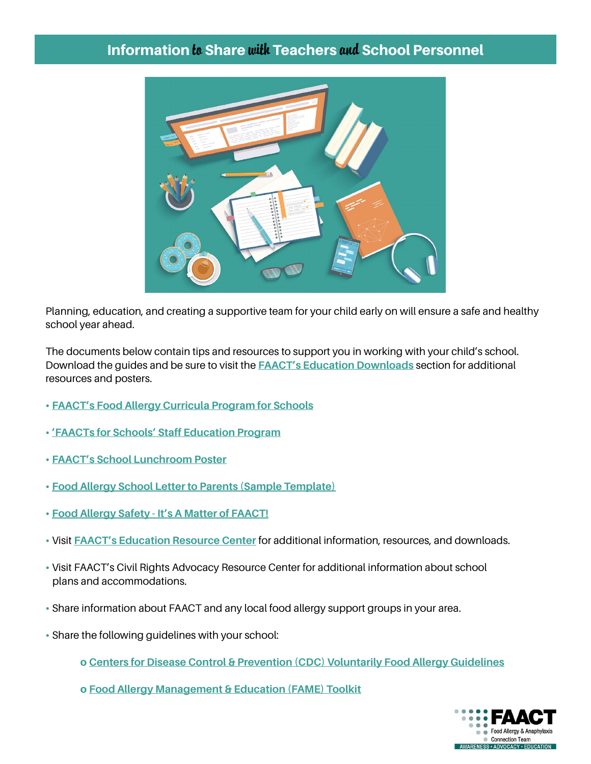# Information to Share with Teachers and School Personnel

Planning, education, and creating a supportive team for your child early on will ensure a safe and healthy school year ahead.

The documents below contain tips and resources to support you in working with your child's school. Download the guides and be sure to visit the FAACT's Education Downloads section for additional resources and posters.

- FAACT's Food Allergy Curricula Program for Schools
- 'FAACTs for Schools' Staff Education Program
- FAACT's School Lunchroom Poster
- Food Allergy School Letter to Parents (Sample Template)
- Food Allergy Safety - It's A Matter of FAACT!
- Visit FAACT's Education Resource Center for additional information, resources, and downloads.
- Visit FAACT's Civil Rights Advocacy Resource Center for additional information about school plans and accommodations.
- Share information about FAACT and any local food allergy support groups in your area.
- Share the following guidelines with your school:
  - Centers for Disease Control & Prevention (CDC) Voluntarily Food Allergy Guidelines
  - Food Allergy Management & Education (FAME) Toolkit

FAACT
Food Allergy & Anaphylaxis Connection Team
AWARENESS • ADVOCACY • EDUCATION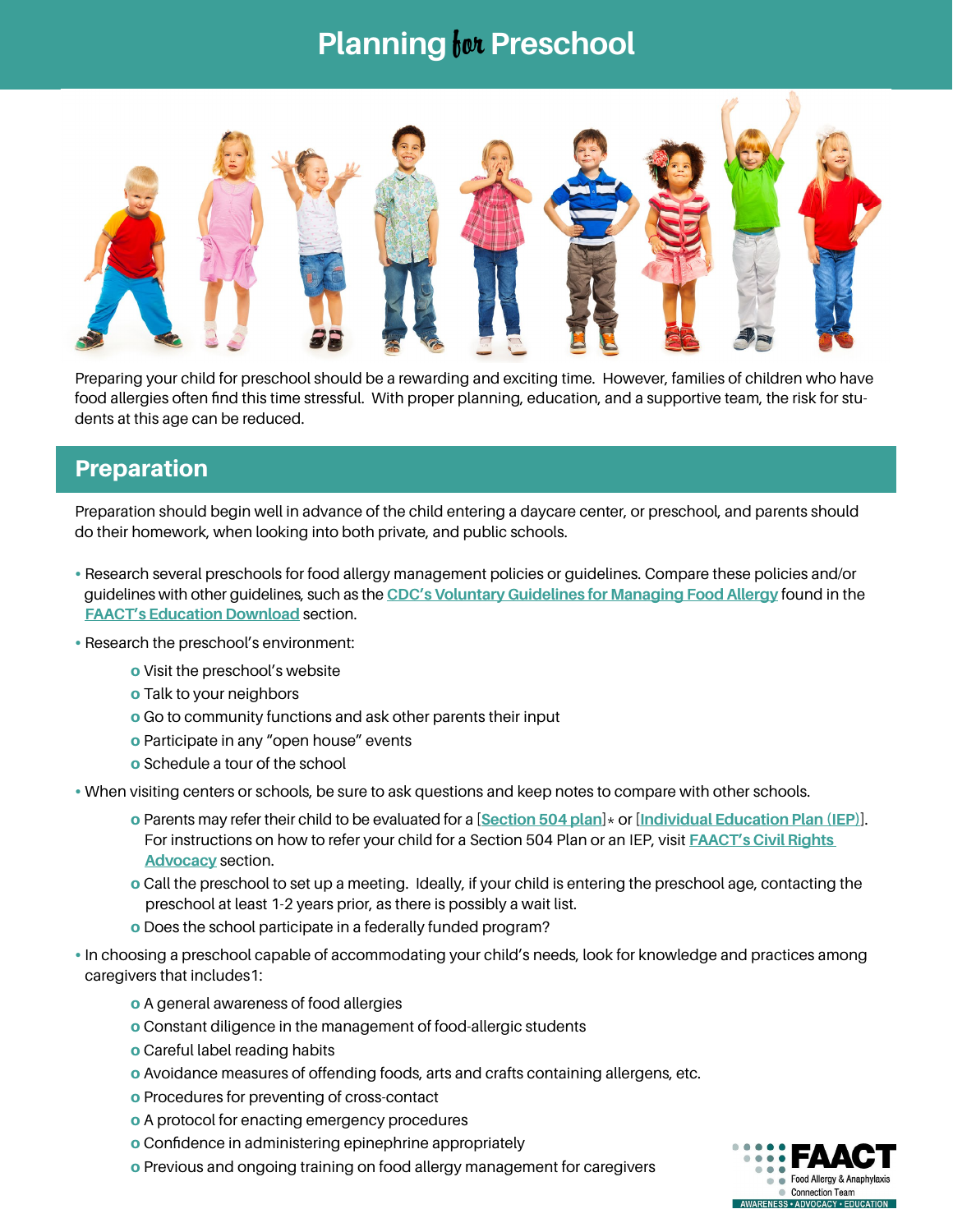# Planning for Preschool

Preparing your child for preschool should be a rewarding and exciting time. However, families of children who have food allergies often find this time stressful. With proper planning, education, and a supportive team, the risk for students at this age can be reduced.

## Preparation

Preparation should begin well in advance of the child entering a daycare center, or preschool, and parents should do their homework, when looking into both private, and public schools.

- Research several preschools for food allergy management policies or guidelines. Compare these policies and/or guidelines with other guidelines, such as the **CDC's Voluntary Guidelines for Managing Food Allergy** found in the **FAACT's Education Download** section.
- Research the preschool's environment:
  - Visit the preschool's website
  - Talk to your neighbors
  - Go to community functions and ask other parents their input
  - Participate in any "open house" events
  - Schedule a tour of the school
- When visiting centers or schools, be sure to ask questions and keep notes to compare with other schools.
  - Parents may refer their child to be evaluated for a [**Section 504 plan**]* or [**Individual Education Plan (IEP)**]. For instructions on how to refer your child for a Section 504 Plan or an IEP, visit **FAACT's Civil Rights Advocacy** section.
  - Call the preschool to set up a meeting. Ideally, if your child is entering the preschool age, contacting the preschool at least 1-2 years prior, as there is possibly a wait list.
  - Does the school participate in a federally funded program?
- In choosing a preschool capable of accommodating your child's needs, look for knowledge and practices among caregivers that includes[1]:
  - A general awareness of food allergies
  - Constant diligence in the management of food-allergic students
  - Careful label reading habits
  - Avoidance measures of offending foods, arts and crafts containing allergens, etc.
  - Procedures for preventing of cross-contact
  - A protocol for enacting emergency procedures
  - Confidence in administering epinephrine appropriately
  - Previous and ongoing training on food allergy management for caregivers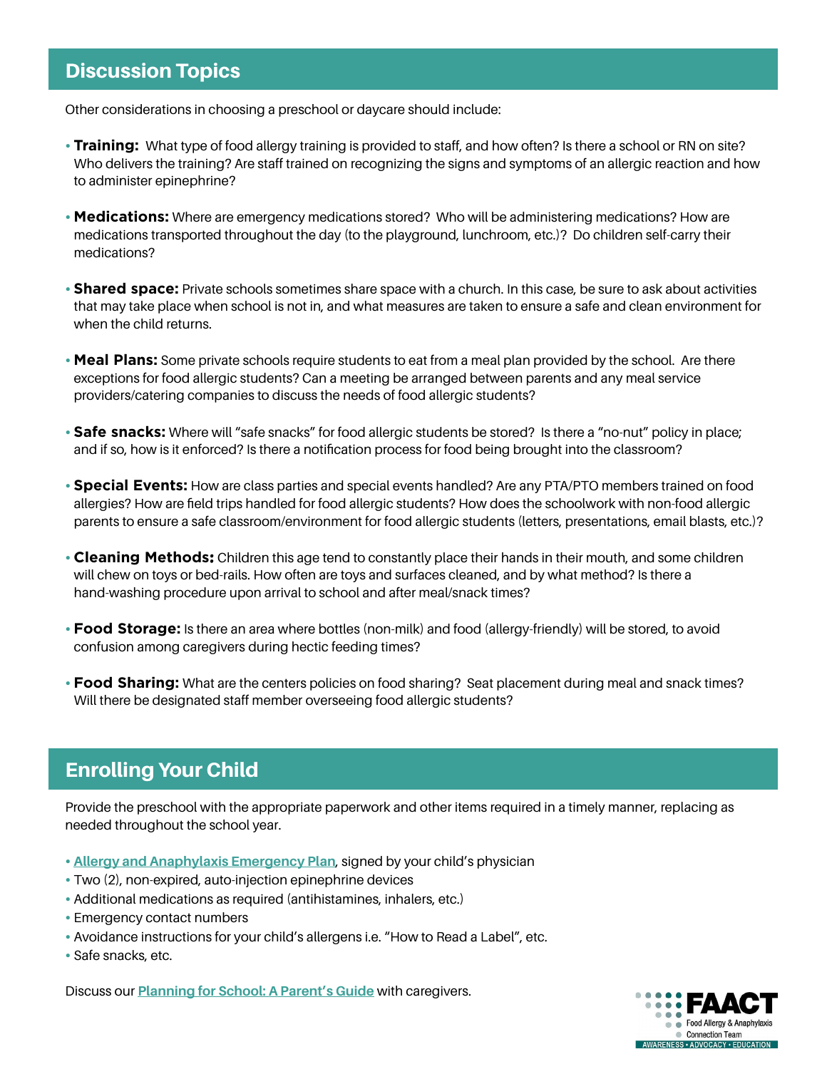## Discussion Topics

Other considerations in choosing a preschool or daycare should include:

- **Training:** What type of food allergy training is provided to staff, and how often? Is there a school or RN on site? Who delivers the training? Are staff trained on recognizing the signs and symptoms of an allergic reaction and how to administer epinephrine?
- **Medications:** Where are emergency medications stored? Who will be administering medications? How are medications transported throughout the day (to the playground, lunchroom, etc.)? Do children self-carry their medications?
- **Shared space:** Private schools sometimes share space with a church. In this case, be sure to ask about activities that may take place when school is not in, and what measures are taken to ensure a safe and clean environment for when the child returns.
- **Meal Plans:** Some private schools require students to eat from a meal plan provided by the school. Are there exceptions for food allergic students? Can a meeting be arranged between parents and any meal service providers/catering companies to discuss the needs of food allergic students?
- **Safe snacks:** Where will "safe snacks" for food allergic students be stored? Is there a "no-nut" policy in place; and if so, how is it enforced? Is there a notification process for food being brought into the classroom?
- **Special Events:** How are class parties and special events handled? Are any PTA/PTO members trained on food allergies? How are field trips handled for food allergic students? How does the schoolwork with non-food allergic parents to ensure a safe classroom/environment for food allergic students (letters, presentations, email blasts, etc.)?
- **Cleaning Methods:** Children this age tend to constantly place their hands in their mouth, and some children will chew on toys or bed-rails. How often are toys and surfaces cleaned, and by what method? Is there a hand-washing procedure upon arrival to school and after meal/snack times?
- **Food Storage:** Is there an area where bottles (non-milk) and food (allergy-friendly) will be stored, to avoid confusion among caregivers during hectic feeding times?
- **Food Sharing:** What are the centers policies on food sharing? Seat placement during meal and snack times? Will there be designated staff member overseeing food allergic students?

## Enrolling Your Child

Provide the preschool with the appropriate paperwork and other items required in a timely manner, replacing as needed throughout the school year.

- Allergy and Anaphylaxis Emergency Plan, signed by your child's physician
- Two (2), non-expired, auto-injection epinephrine devices
- Additional medications as required (antihistamines, inhalers, etc.)
- Emergency contact numbers
- Avoidance instructions for your child's allergens i.e. "How to Read a Label", etc.
- Safe snacks, etc.

Discuss our Planning for School: A Parent's Guide with caregivers.

FAACT Food Allergy & Anaphylaxis Connection Team
AWARENESS • ADVOCACY • EDUCATION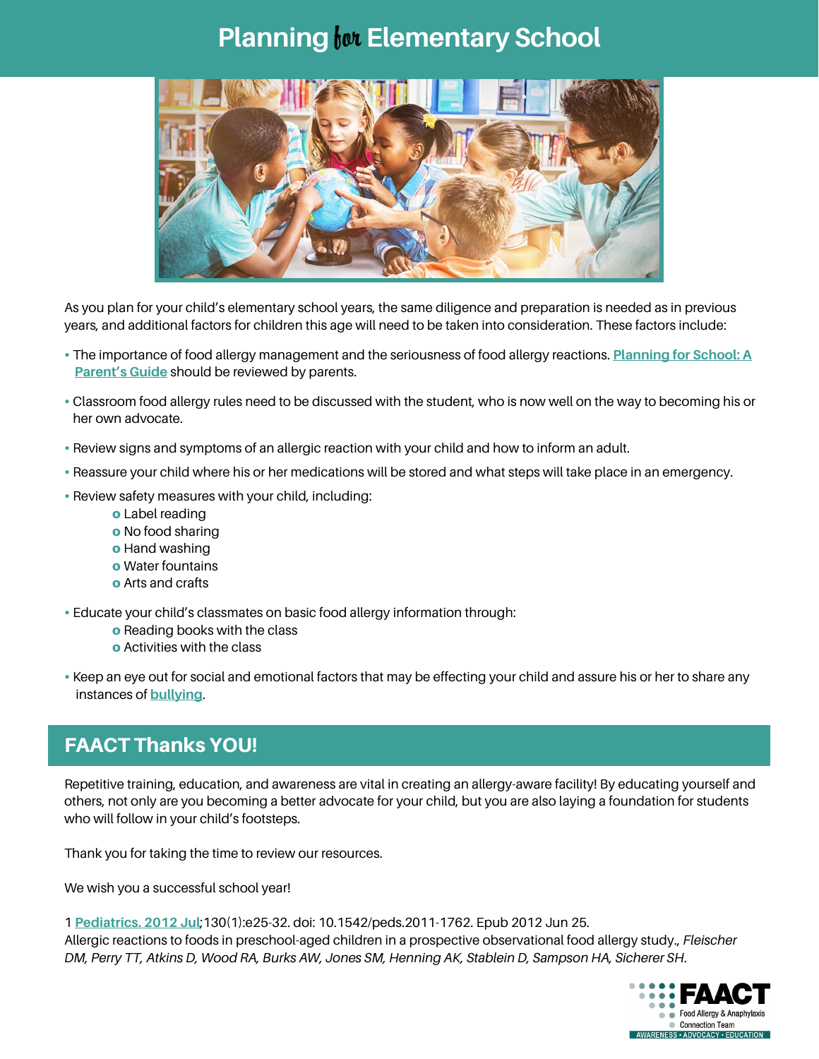# Planning for Elementary School

As you plan for your child's elementary school years, the same diligence and preparation is needed as in previous years, and additional factors for children this age will need to be taken into consideration. These factors include:

- The importance of food allergy management and the seriousness of food allergy reactions. **Planning for School: A Parent's Guide** should be reviewed by parents.
- Classroom food allergy rules need to be discussed with the student, who is now well on the way to becoming his or her own advocate.
- Review signs and symptoms of an allergic reaction with your child and how to inform an adult.
- Reassure your child where his or her medications will be stored and what steps will take place in an emergency.
- Review safety measures with your child, including:
  - Label reading
  - No food sharing
  - Hand washing
  - Water fountains
  - Arts and crafts
- Educate your child's classmates on basic food allergy information through:
  - Reading books with the class
  - Activities with the class
- Keep an eye out for social and emotional factors that may be effecting your child and assure his or her to share any instances of **bullying**.

## FAACT Thanks YOU!

Repetitive training, education, and awareness are vital in creating an allergy-aware facility! By educating yourself and others, not only are you becoming a better advocate for your child, but you are also laying a foundation for students who will follow in your child's footsteps.

Thank you for taking the time to review our resources.

We wish you a successful school year!

1 **Pediatrics. 2012 Jul**;130(1):e25-32. doi: 10.1542/peds.2011-1762. Epub 2012 Jun 25.
Allergic reactions to foods in preschool-aged children in a prospective observational food allergy study., *Fleischer DM, Perry TT, Atkins D, Wood RA, Burks AW, Jones SM, Henning AK, Stablein D, Sampson HA, Sicherer SH*.

FAACT Food Allergy & Anaphylaxis Connection Team
AWARENESS • ADVOCACY • EDUCATION